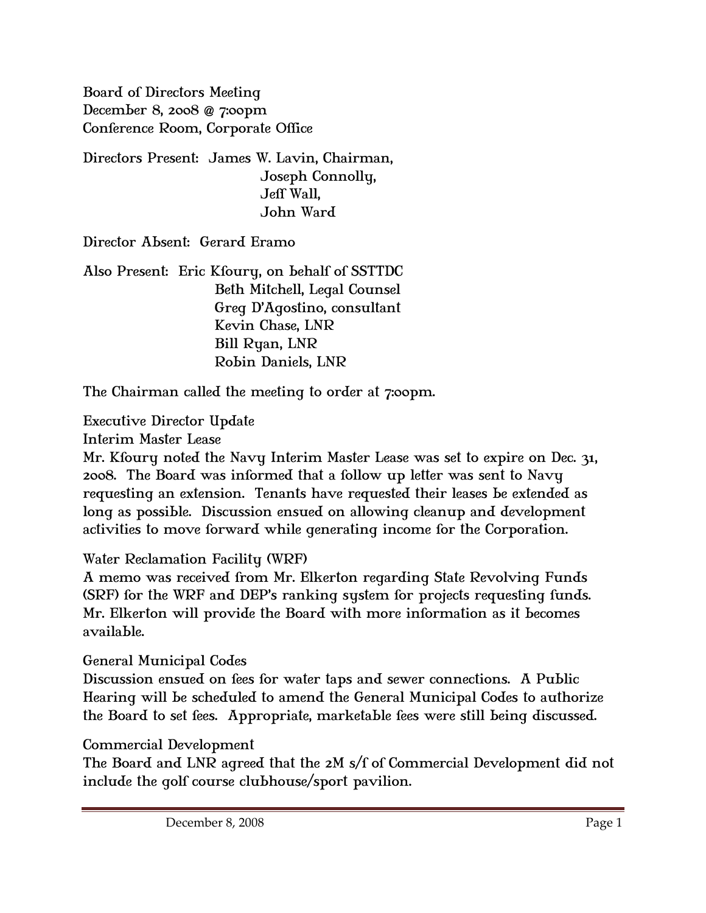Board of Directors Meeting
December 8, 2008 @ 7:00pm
Conference Room, Corporate Office

Directors Present: James W. Lavin, Chairman,
Joseph Connolly,
Jeff Wall,
John Ward

Director Absent: Gerard Eramo

Also Present: Eric Kfoury, on behalf of SSTTDC
Beth Mitchell, Legal Counsel
Greg D'Agostino, consultant
Kevin Chase, LNR
Bill Ryan, LNR
Robin Daniels, LNR

The Chairman called the meeting to order at 7:00pm.

Executive Director Update

Interim Master Lease

Mr. Kfoury noted the Navy Interim Master Lease was set to expire on Dec. 31, 2008. The Board was informed that a follow up letter was sent to Navy requesting an extension. Tenants have requested their leases be extended as long as possible. Discussion ensued on allowing cleanup and development activities to move forward while generating income for the Corporation.

Water Reclamation Facility (WRF)

A memo was received from Mr. Elkerton regarding State Revolving Funds (SRF) for the WRF and DEP's ranking system for projects requesting funds. Mr. Elkerton will provide the Board with more information as it becomes available.

General Municipal Codes

Discussion ensued on fees for water taps and sewer connections. A Public Hearing will be scheduled to amend the General Municipal Codes to authorize the Board to set fees. Appropriate, marketable fees were still being discussed.

Commercial Development

The Board and LNR agreed that the 2M s/f of Commercial Development did not include the golf course clubhouse/sport pavilion.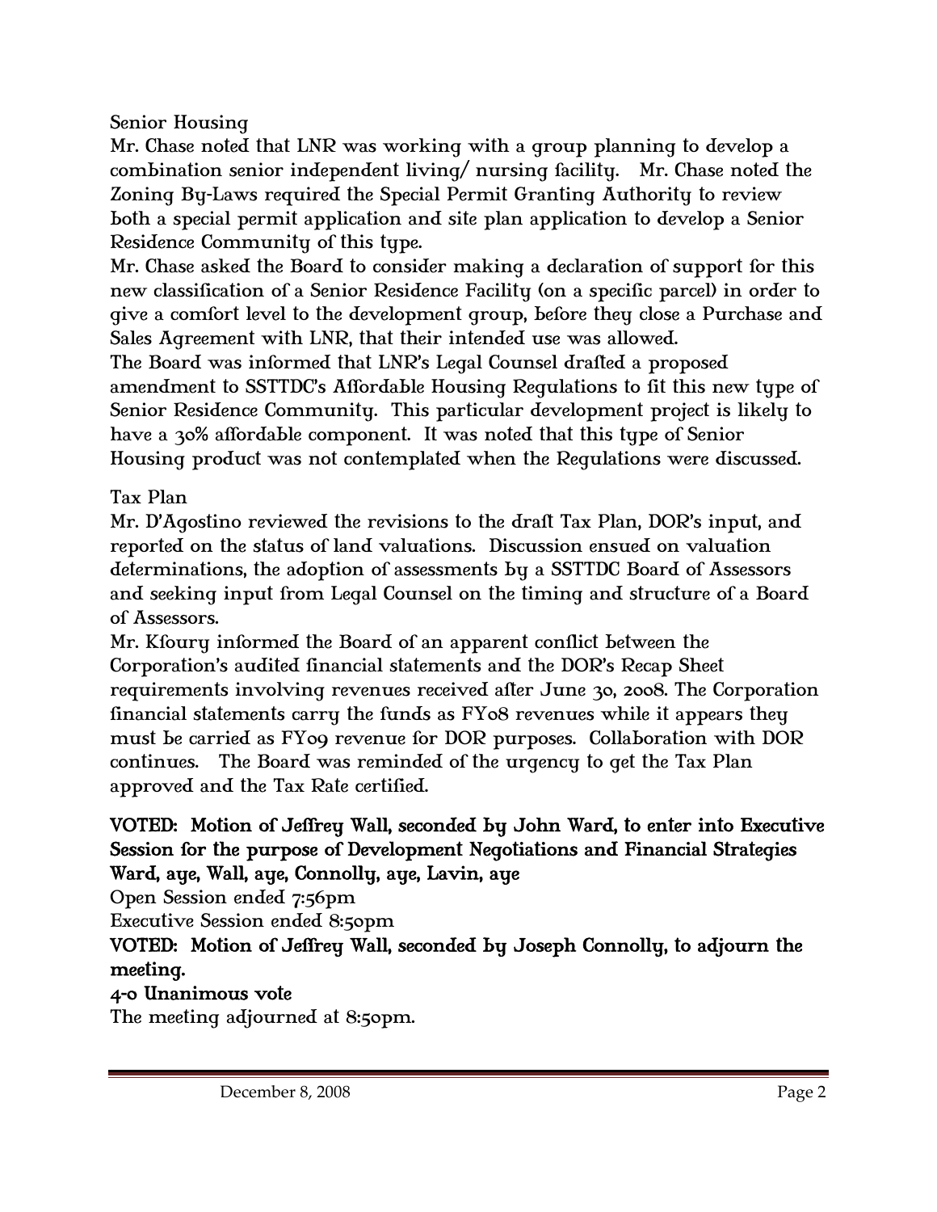Senior Housing

Mr. Chase noted that LNR was working with a group planning to develop a combination senior independent living/ nursing facility. Mr. Chase noted the Zoning By-Laws required the Special Permit Granting Authority to review both a special permit application and site plan application to develop a Senior Residence Community of this type.

Mr. Chase asked the Board to consider making a declaration of support for this new classification of a Senior Residence Facility (on a specific parcel) in order to give a comfort level to the development group, before they close a Purchase and Sales Agreement with LNR, that their intended use was allowed.

The Board was informed that LNR's Legal Counsel drafted a proposed amendment to SSTTDC's Affordable Housing Regulations to fit this new type of Senior Residence Community. This particular development project is likely to have a 30% affordable component. It was noted that this type of Senior Housing product was not contemplated when the Regulations were discussed.

Tax Plan

Mr. D'Agostino reviewed the revisions to the draft Tax Plan, DOR's input, and reported on the status of land valuations. Discussion ensued on valuation determinations, the adoption of assessments by a SSTTDC Board of Assessors and seeking input from Legal Counsel on the timing and structure of a Board of Assessors.

Mr. Kfoury informed the Board of an apparent conflict between the Corporation's audited financial statements and the DOR's Recap Sheet requirements involving revenues received after June 30, 2008. The Corporation financial statements carry the funds as FY08 revenues while it appears they must be carried as FY09 revenue for DOR purposes. Collaboration with DOR continues. The Board was reminded of the urgency to get the Tax Plan approved and the Tax Rate certified.

**VOTED: Motion of Jeffrey Wall, seconded by John Ward, to enter into Executive Session for the purpose of Development Negotiations and Financial Strategies**
**Ward, aye, Wall, aye, Connolly, aye, Lavin, aye**

Open Session ended 7:56pm

Executive Session ended 8:50pm

**VOTED: Motion of Jeffrey Wall, seconded by Joseph Connolly, to adjourn the meeting.**
**4-0 Unanimous vote**

The meeting adjourned at 8:50pm.

December 8, 2008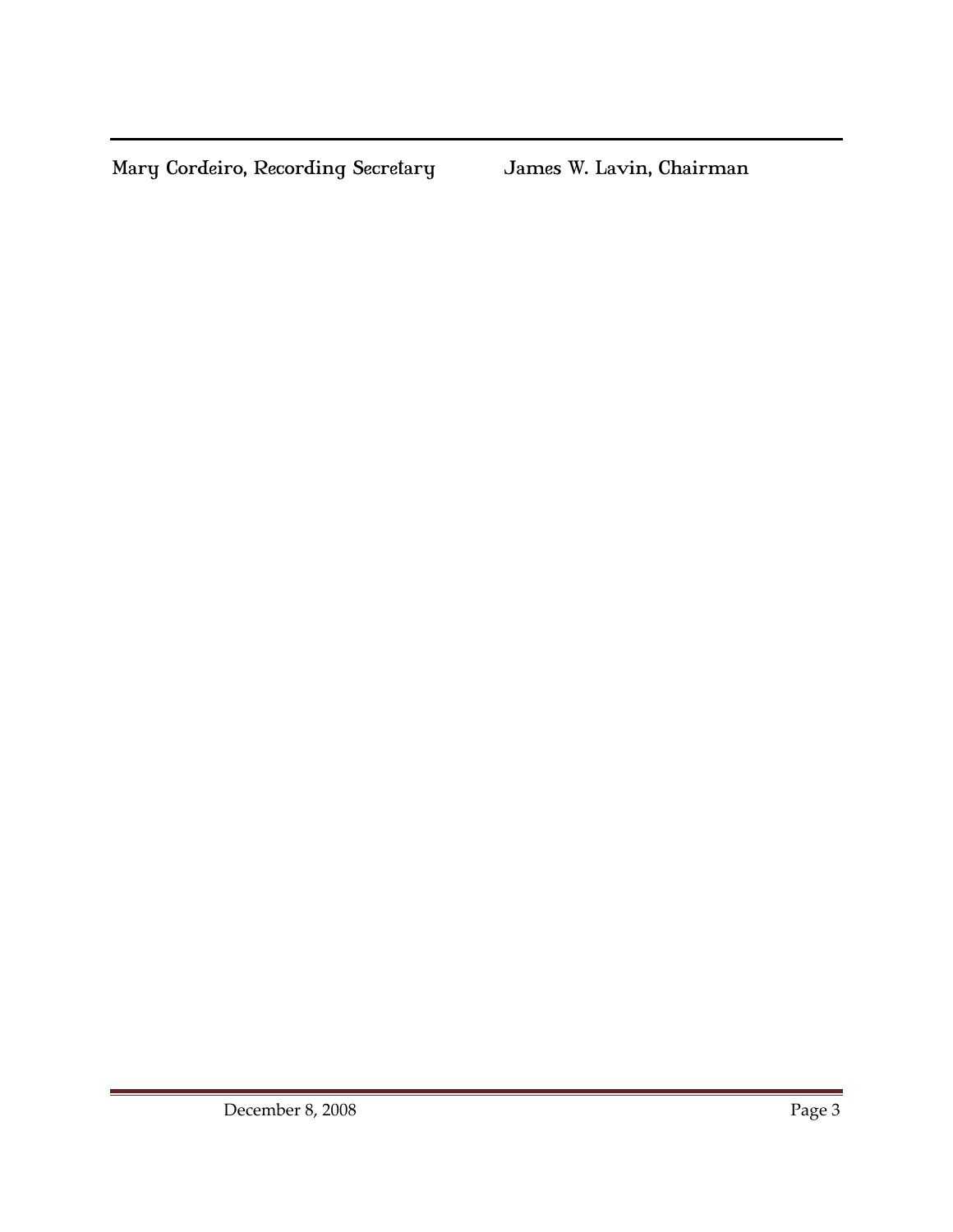Mary Cordeiro, Recording Secretary James W. Lavin, Chairman